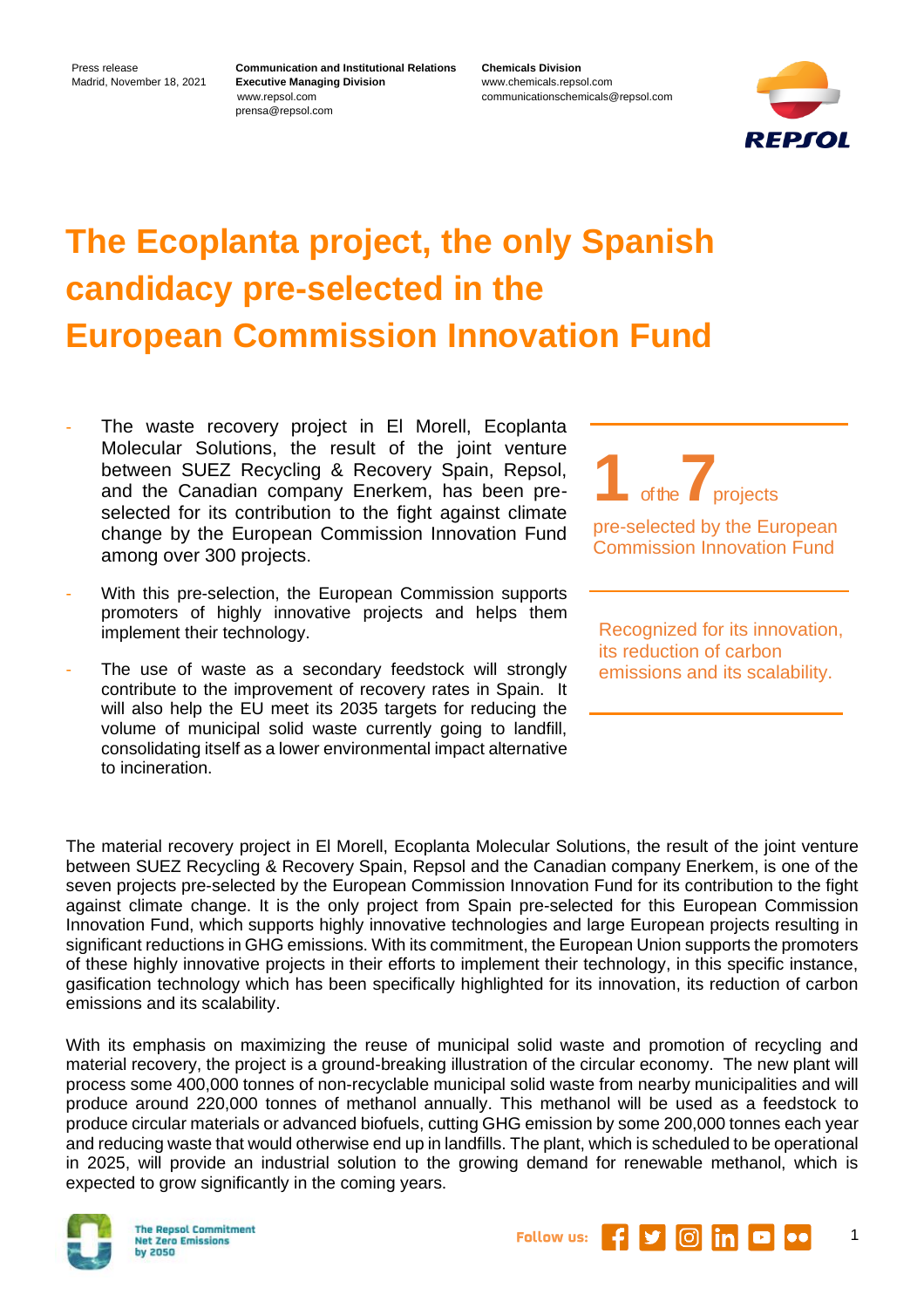Press release
Madrid, November 18, 2021

**Communication and Institutional Relations Executive Managing Division**
www.repsol.com
prensa@repsol.com

**Chemicals Division**
www.chemicals.repsol.com
communicationschemicals@repsol.com

# The Ecoplanta project, the only Spanish candidacy pre-selected in the European Commission Innovation Fund

- The waste recovery project in El Morell, Ecoplanta Molecular Solutions, the result of the joint venture between SUEZ Recycling & Recovery Spain, Repsol, and the Canadian company Enerkem, has been pre-selected for its contribution to the fight against climate change by the European Commission Innovation Fund among over 300 projects.
- With this pre-selection, the European Commission supports promoters of highly innovative projects and helps them implement their technology.
- The use of waste as a secondary feedstock will strongly contribute to the improvement of recovery rates in Spain. It will also help the EU meet its 2035 targets for reducing the volume of municipal solid waste currently going to landfill, consolidating itself as a lower environmental impact alternative to incineration.

**1** of the **7** projects
pre-selected by the European Commission Innovation Fund

Recognized for its innovation, its reduction of carbon emissions and its scalability.

The material recovery project in El Morell, Ecoplanta Molecular Solutions, the result of the joint venture between SUEZ Recycling & Recovery Spain, Repsol and the Canadian company Enerkem, is one of the seven projects pre-selected by the European Commission Innovation Fund for its contribution to the fight against climate change. It is the only project from Spain pre-selected for this European Commission Innovation Fund, which supports highly innovative technologies and large European projects resulting in significant reductions in GHG emissions. With its commitment, the European Union supports the promoters of these highly innovative projects in their efforts to implement their technology, in this specific instance, gasification technology which has been specifically highlighted for its innovation, its reduction of carbon emissions and its scalability.

With its emphasis on maximizing the reuse of municipal solid waste and promotion of recycling and material recovery, the project is a ground-breaking illustration of the circular economy. The new plant will process some 400,000 tonnes of non-recyclable municipal solid waste from nearby municipalities and will produce around 220,000 tonnes of methanol annually. This methanol will be used as a feedstock to produce circular materials or advanced biofuels, cutting GHG emission by some 200,000 tonnes each year and reducing waste that would otherwise end up in landfills. The plant, which is scheduled to be operational in 2025, will provide an industrial solution to the growing demand for renewable methanol, which is expected to grow significantly in the coming years.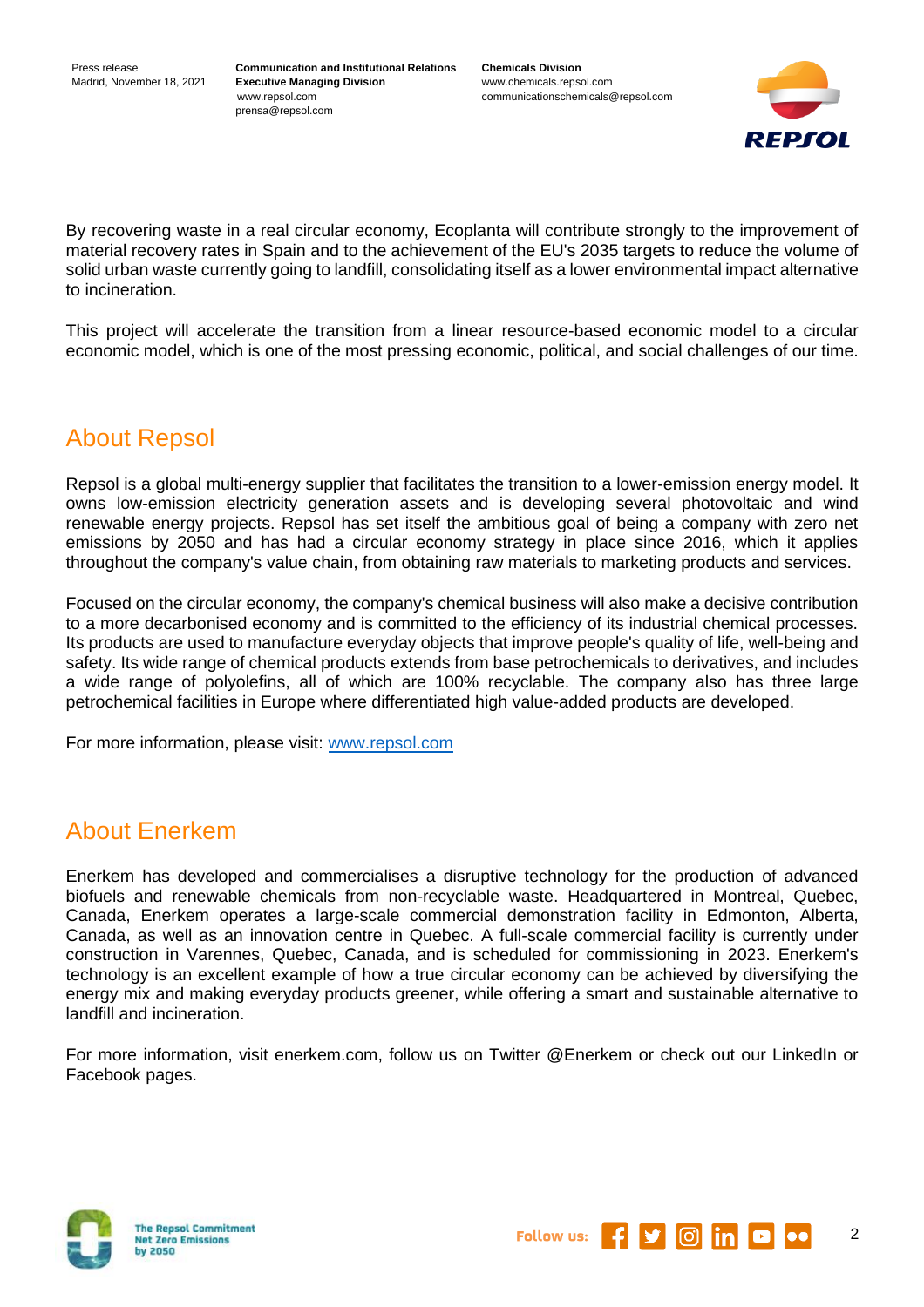By recovering waste in a real circular economy, Ecoplanta will contribute strongly to the improvement of material recovery rates in Spain and to the achievement of the EU's 2035 targets to reduce the volume of solid urban waste currently going to landfill, consolidating itself as a lower environmental impact alternative to incineration.

This project will accelerate the transition from a linear resource-based economic model to a circular economic model, which is one of the most pressing economic, political, and social challenges of our time.

## About Repsol

Repsol is a global multi-energy supplier that facilitates the transition to a lower-emission energy model. It owns low-emission electricity generation assets and is developing several photovoltaic and wind renewable energy projects. Repsol has set itself the ambitious goal of being a company with zero net emissions by 2050 and has had a circular economy strategy in place since 2016, which it applies throughout the company's value chain, from obtaining raw materials to marketing products and services.

Focused on the circular economy, the company's chemical business will also make a decisive contribution to a more decarbonised economy and is committed to the efficiency of its industrial chemical processes. Its products are used to manufacture everyday objects that improve people's quality of life, well-being and safety. Its wide range of chemical products extends from base petrochemicals to derivatives, and includes a wide range of polyolefins, all of which are 100% recyclable. The company also has three large petrochemical facilities in Europe where differentiated high value-added products are developed.

For more information, please visit: [www.repsol.com](http://www.repsol.com)

## About Enerkem

Enerkem has developed and commercialises a disruptive technology for the production of advanced biofuels and renewable chemicals from non-recyclable waste. Headquartered in Montreal, Quebec, Canada, Enerkem operates a large-scale commercial demonstration facility in Edmonton, Alberta, Canada, as well as an innovation centre in Quebec. A full-scale commercial facility is currently under construction in Varennes, Quebec, Canada, and is scheduled for commissioning in 2023. Enerkem's technology is an excellent example of how a true circular economy can be achieved by diversifying the energy mix and making everyday products greener, while offering a smart and sustainable alternative to landfill and incineration.

For more information, visit enerkem.com, follow us on Twitter @Enerkem or check out our LinkedIn or Facebook pages.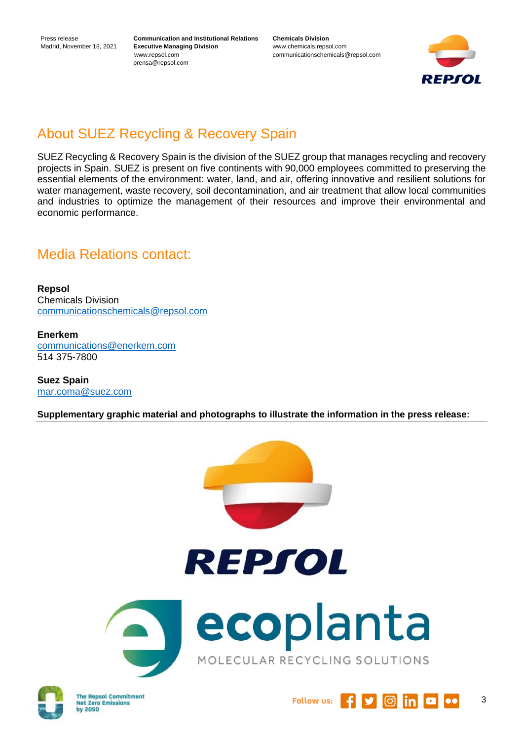## About SUEZ Recycling & Recovery Spain

SUEZ Recycling & Recovery Spain is the division of the SUEZ group that manages recycling and recovery projects in Spain. SUEZ is present on five continents with 90,000 employees committed to preserving the essential elements of the environment: water, land, and air, offering innovative and resilient solutions for water management, waste recovery, soil decontamination, and air treatment that allow local communities and industries to optimize the management of their resources and improve their environmental and economic performance.

## Media Relations contact:

**Repsol**
Chemicals Division
communicationschemicals@repsol.com

**Enerkem**
communications@enerkem.com
514 375-7800

**Suez Spain**
mar.coma@suez.com

**Supplementary graphic material and photographs to illustrate the information in the press release:**